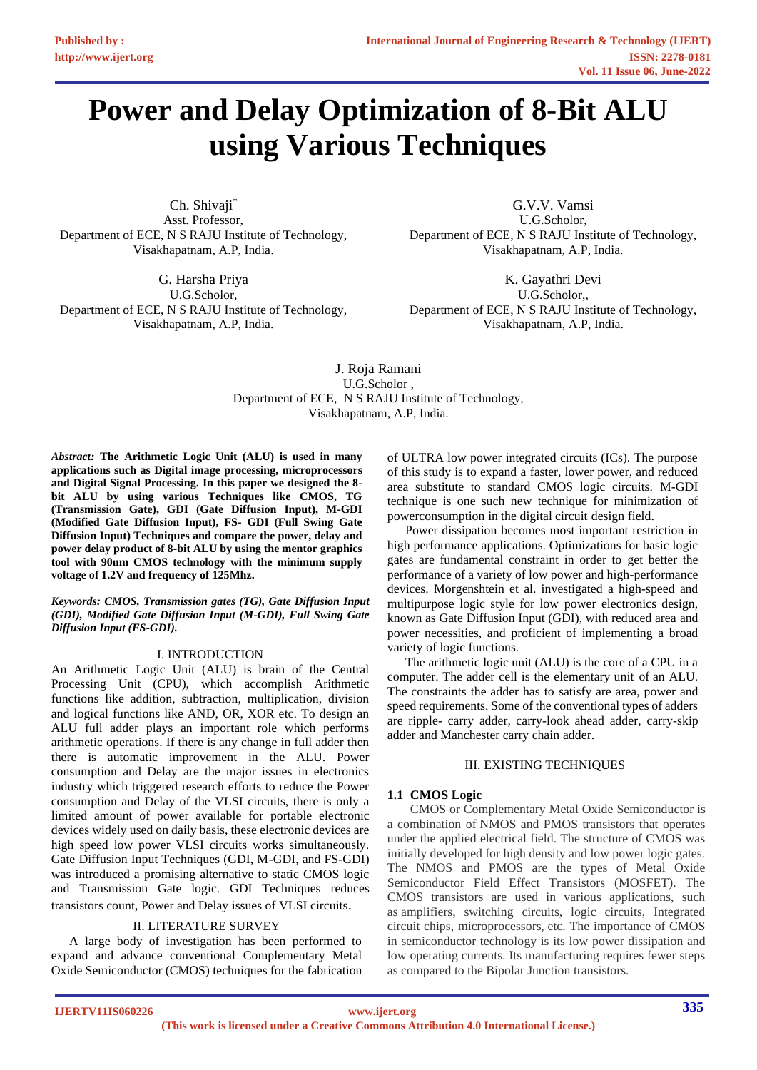# Power and Delay Optimization of 8-Bit ALU using Various Techniques

Ch. Shivaji*
Asst. Professor,
Department of ECE, N S RAJU Institute of Technology,
Visakhapatnam, A.P, India.

G.V.V. Vamsi
U.G.Scholor,
Department of ECE, N S RAJU Institute of Technology,
Visakhapatnam, A.P, India.

G. Harsha Priya
U.G.Scholor,
Department of ECE, N S RAJU Institute of Technology,
Visakhapatnam, A.P, India.

K. Gayathri Devi
U.G.Scholor,,
Department of ECE, N S RAJU Institute of Technology,
Visakhapatnam, A.P, India.

J. Roja Ramani
U.G.Scholor ,
Department of ECE, N S RAJU Institute of Technology,
Visakhapatnam, A.P, India.

***Abstract:*** **The Arithmetic Logic Unit (ALU) is used in many applications such as Digital image processing, microprocessors and Digital Signal Processing. In this paper we designed the 8-bit ALU by using various Techniques like CMOS, TG (Transmission Gate), GDI (Gate Diffusion Input), M-GDI (Modified Gate Diffusion Input), FS- GDI (Full Swing Gate Diffusion Input) Techniques and compare the power, delay and power delay product of 8-bit ALU by using the mentor graphics tool with 90nm CMOS technology with the minimum supply voltage of 1.2V and frequency of 125Mhz.**

***Keywords: CMOS, Transmission gates (TG), Gate Diffusion Input (GDI), Modified Gate Diffusion Input (M-GDI), Full Swing Gate Diffusion Input (FS-GDI).***

## I. INTRODUCTION

An Arithmetic Logic Unit (ALU) is brain of the Central Processing Unit (CPU), which accomplish Arithmetic functions like addition, subtraction, multiplication, division and logical functions like AND, OR, XOR etc. To design an ALU full adder plays an important role which performs arithmetic operations. If there is any change in full adder then there is automatic improvement in the ALU. Power consumption and Delay are the major issues in electronics industry which triggered research efforts to reduce the Power consumption and Delay of the VLSI circuits, there is only a limited amount of power available for portable electronic devices widely used on daily basis, these electronic devices are high speed low power VLSI circuits works simultaneously. Gate Diffusion Input Techniques (GDI, M-GDI, and FS-GDI) was introduced a promising alternative to static CMOS logic and Transmission Gate logic. GDI Techniques reduces transistors count, Power and Delay issues of VLSI circuits.

## II. LITERATURE SURVEY

A large body of investigation has been performed to expand and advance conventional Complementary Metal Oxide Semiconductor (CMOS) techniques for the fabrication of ULTRA low power integrated circuits (ICs). The purpose of this study is to expand a faster, lower power, and reduced area substitute to standard CMOS logic circuits. M-GDI technique is one such new technique for minimization of powerconsumption in the digital circuit design field.

Power dissipation becomes most important restriction in high performance applications. Optimizations for basic logic gates are fundamental constraint in order to get better the performance of a variety of low power and high-performance devices. Morgenshtein et al. investigated a high-speed and multipurpose logic style for low power electronics design, known as Gate Diffusion Input (GDI), with reduced area and power necessities, and proficient of implementing a broad variety of logic functions.

The arithmetic logic unit (ALU) is the core of a CPU in a computer. The adder cell is the elementary unit of an ALU. The constraints the adder has to satisfy are area, power and speed requirements. Some of the conventional types of adders are ripple- carry adder, carry-look ahead adder, carry-skip adder and Manchester carry chain adder.

## III. EXISTING TECHNIQUES

### 1.1 CMOS Logic

CMOS or Complementary Metal Oxide Semiconductor is a combination of NMOS and PMOS transistors that operates under the applied electrical field. The structure of CMOS was initially developed for high density and low power logic gates. The NMOS and PMOS are the types of Metal Oxide Semiconductor Field Effect Transistors (MOSFET). The CMOS transistors are used in various applications, such as amplifiers, switching circuits, logic circuits, Integrated circuit chips, microprocessors, etc. The importance of CMOS in semiconductor technology is its low power dissipation and low operating currents. Its manufacturing requires fewer steps as compared to the Bipolar Junction transistors.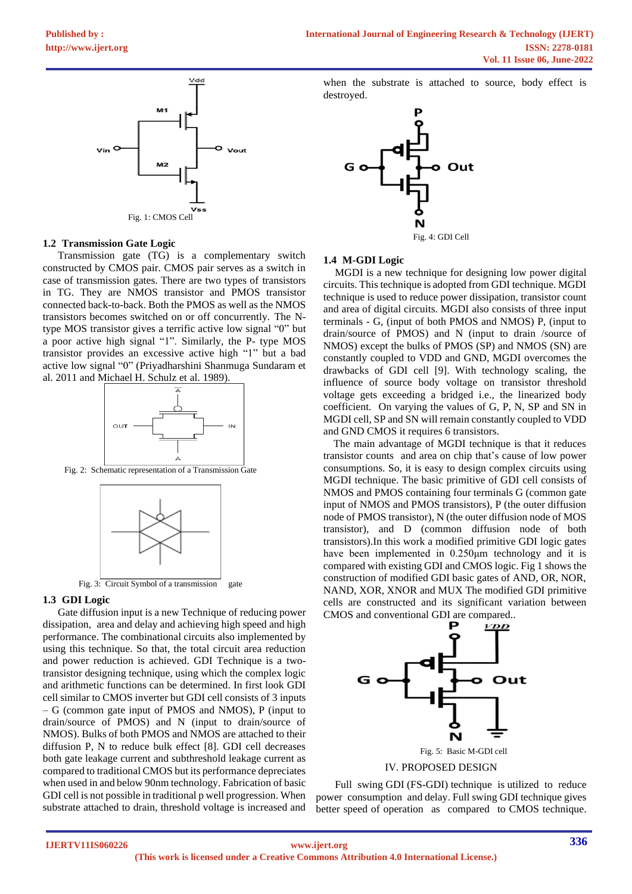Fig. 1: CMOS Cell

### 1.2 Transmission Gate Logic

Transmission gate (TG) is a complementary switch constructed by CMOS pair. CMOS pair serves as a switch in case of transmission gates. There are two types of transistors in TG. They are NMOS transistor and PMOS transistor connected back-to-back. Both the PMOS as well as the NMOS transistors becomes switched on or off concurrently. The N-type MOS transistor gives a terrific active low signal "0" but a poor active high signal "1". Similarly, the P- type MOS transistor provides an excessive active high "1" but a bad active low signal "0" (Priyadharshini Shanmuga Sundaram et al. 2011 and Michael H. Schulz et al. 1989).

Fig. 2: Schematic representation of a Transmission Gate

Fig. 3: Circuit Symbol of a transmission gate

### 1.3 GDI Logic

Gate diffusion input is a new Technique of reducing power dissipation, area and delay and achieving high speed and high performance. The combinational circuits also implemented by using this technique. So that, the total circuit area reduction and power reduction is achieved. GDI Technique is a two-transistor designing technique, using which the complex logic and arithmetic functions can be determined. In first look GDI cell similar to CMOS inverter but GDI cell consists of 3 inputs – G (common gate input of PMOS and NMOS), P (input to drain/source of PMOS) and N (input to drain/source of NMOS). Bulks of both PMOS and NMOS are attached to their diffusion P, N to reduce bulk effect [8]. GDI cell decreases both gate leakage current and subthreshold leakage current as compared to traditional CMOS but its performance depreciates when used in and below 90nm technology. Fabrication of basic GDI cell is not possible in traditional p well progression. When substrate attached to drain, threshold voltage is increased and when the substrate is attached to source, body effect is destroyed.

Fig. 4: GDI Cell

### 1.4 M-GDI Logic

MGDI is a new technique for designing low power digital circuits. This technique is adopted from GDI technique. MGDI technique is used to reduce power dissipation, transistor count and area of digital circuits. MGDI also consists of three input terminals - G, (input of both PMOS and NMOS) P, (input to drain/source of PMOS) and N (input to drain /source of NMOS) except the bulks of PMOS (SP) and NMOS (SN) are constantly coupled to VDD and GND, MGDI overcomes the drawbacks of GDI cell [9]. With technology scaling, the influence of source body voltage on transistor threshold voltage gets exceeding a bridged i.e., the linearized body coefficient. On varying the values of G, P, N, SP and SN in MGDI cell, SP and SN will remain constantly coupled to VDD and GND CMOS it requires 6 transistors.

The main advantage of MGDI technique is that it reduces transistor counts and area on chip that's cause of low power consumptions. So, it is easy to design complex circuits using MGDI technique. The basic primitive of GDI cell consists of NMOS and PMOS containing four terminals G (common gate input of NMOS and PMOS transistors), P (the outer diffusion node of PMOS transistor), N (the outer diffusion node of MOS transistor), and D (common diffusion node of both transistors).In this work a modified primitive GDI logic gates have been implemented in 0.250μm technology and it is compared with existing GDI and CMOS logic. Fig 1 shows the construction of modified GDI basic gates of AND, OR, NOR, NAND, XOR, XNOR and MUX The modified GDI primitive cells are constructed and its significant variation between CMOS and conventional GDI are compared..

Fig. 5: Basic M-GDI cell

## IV. PROPOSED DESIGN

Full swing GDI (FS-GDI) technique is utilized to reduce power consumption and delay. Full swing GDI technique gives better speed of operation as compared to CMOS technique.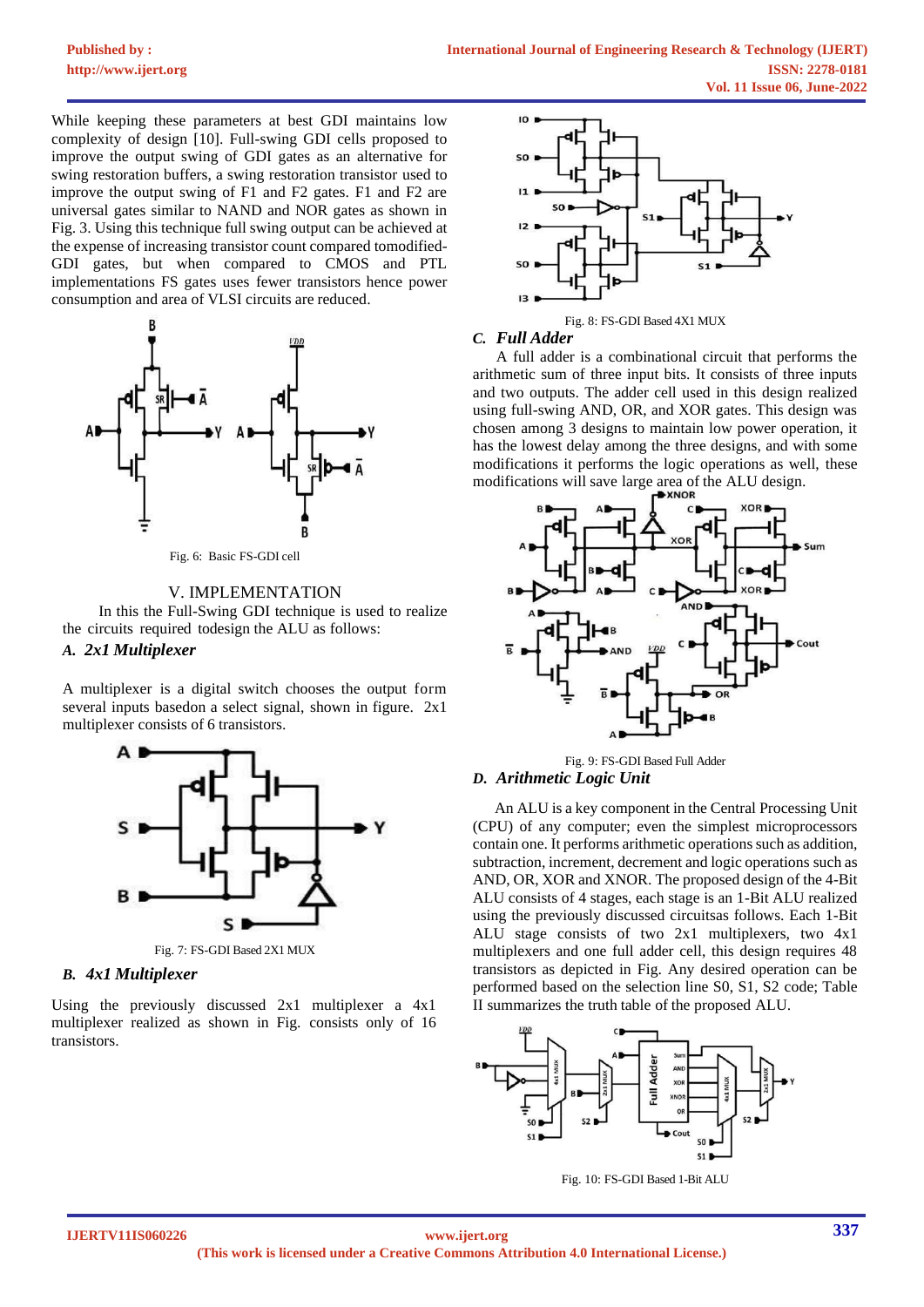While keeping these parameters at best GDI maintains low complexity of design [10]. Full-swing GDI cells proposed to improve the output swing of GDI gates as an alternative for swing restoration buffers, a swing restoration transistor used to improve the output swing of F1 and F2 gates. F1 and F2 are universal gates similar to NAND and NOR gates as shown in Fig. 3. Using this technique full swing output can be achieved at the expense of increasing transistor count compared tomodified-GDI gates, but when compared to CMOS and PTL implementations FS gates uses fewer transistors hence power consumption and area of VLSI circuits are reduced.

Fig. 6: Basic FS-GDI cell

## V. IMPLEMENTATION

In this the Full-Swing GDI technique is used to realize the circuits required todesign the ALU as follows:

### A. 2x1 Multiplexer

A multiplexer is a digital switch chooses the output form several inputs basedon a select signal, shown in figure. 2x1 multiplexer consists of 6 transistors.

Fig. 7: FS-GDI Based 2X1 MUX

### B. 4x1 Multiplexer

Using the previously discussed 2x1 multiplexer a 4x1 multiplexer realized as shown in Fig. consists only of 16 transistors.

Fig. 8: FS-GDI Based 4X1 MUX

### C. Full Adder

A full adder is a combinational circuit that performs the arithmetic sum of three input bits. It consists of three inputs and two outputs. The adder cell used in this design realized using full-swing AND, OR, and XOR gates. This design was chosen among 3 designs to maintain low power operation, it has the lowest delay among the three designs, and with some modifications it performs the logic operations as well, these modifications will save large area of the ALU design.

Fig. 9: FS-GDI Based Full Adder

### D. Arithmetic Logic Unit

An ALU is a key component in the Central Processing Unit (CPU) of any computer; even the simplest microprocessors contain one. It performs arithmetic operations such as addition, subtraction, increment, decrement and logic operations such as AND, OR, XOR and XNOR. The proposed design of the 4-Bit ALU consists of 4 stages, each stage is an 1-Bit ALU realized using the previously discussed circuitsas follows. Each 1-Bit ALU stage consists of two 2x1 multiplexers, two 4x1 multiplexers and one full adder cell, this design requires 48 transistors as depicted in Fig. Any desired operation can be performed based on the selection line S0, S1, S2 code; Table II summarizes the truth table of the proposed ALU.

Fig. 10: FS-GDI Based 1-Bit ALU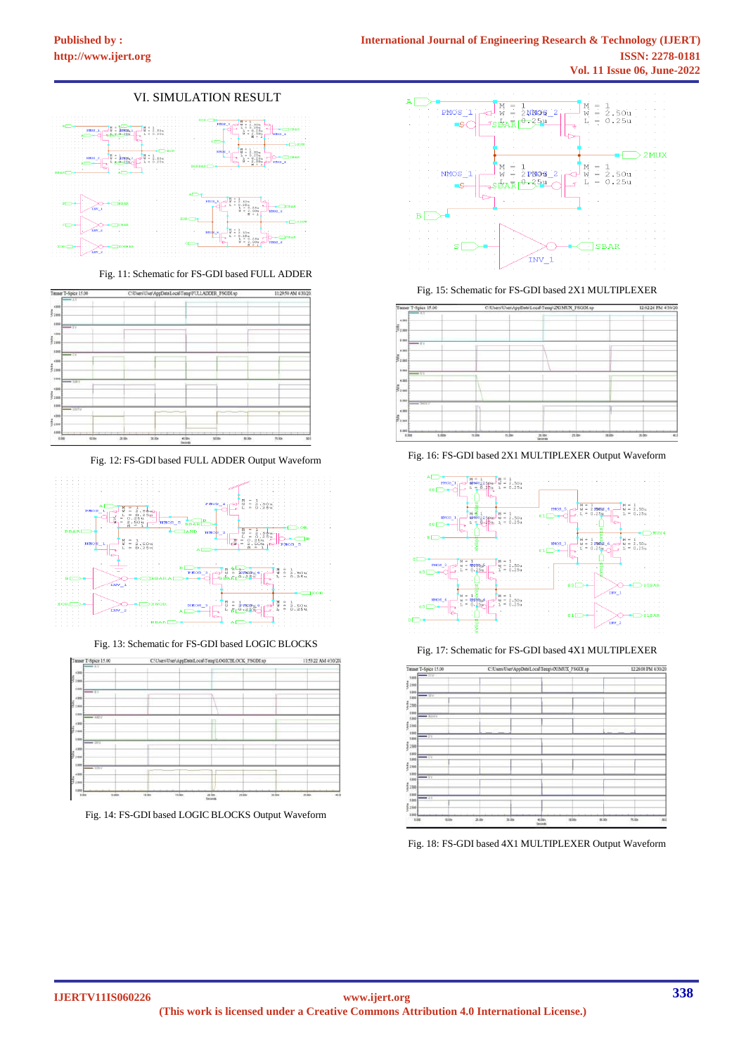## VI. SIMULATION RESULT

Fig. 11: Schematic for FS-GDI based FULL ADDER

Fig. 12: FS-GDI based FULL ADDER Output Waveform

Fig. 13: Schematic for FS-GDI based LOGIC BLOCKS

Fig. 14: FS-GDI based LOGIC BLOCKS Output Waveform

Fig. 15: Schematic for FS-GDI based 2X1 MULTIPLEXER

Fig. 16: FS-GDI based 2X1 MULTIPLEXER Output Waveform

Fig. 17: Schematic for FS-GDI based 4X1 MULTIPLEXER

Fig. 18: FS-GDI based 4X1 MULTIPLEXER Output Waveform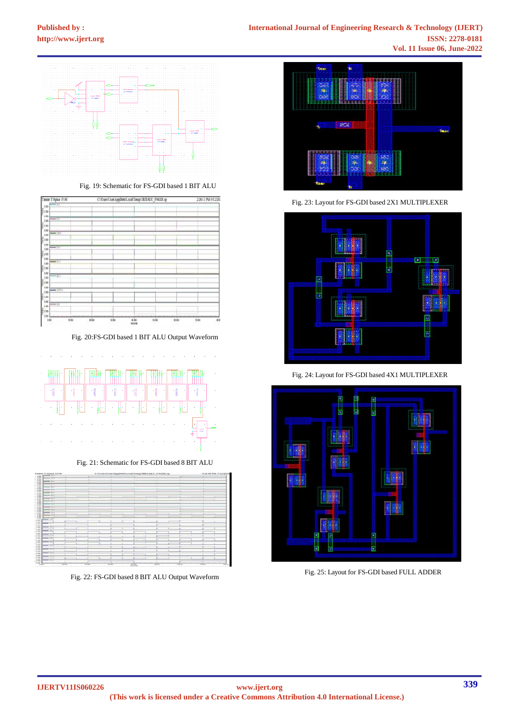Fig. 19: Schematic for FS-GDI based 1 BIT ALU

Fig. 20:FS-GDI based 1 BIT ALU Output Waveform

Fig. 21: Schematic for FS-GDI based 8 BIT ALU

Fig. 22: FS-GDI based 8 BIT ALU Output Waveform

Fig. 23: Layout for FS-GDI based 2X1 MULTIPLEXER

Fig. 24: Layout for FS-GDI based 4X1 MULTIPLEXER

Fig. 25: Layout for FS-GDI based FULL ADDER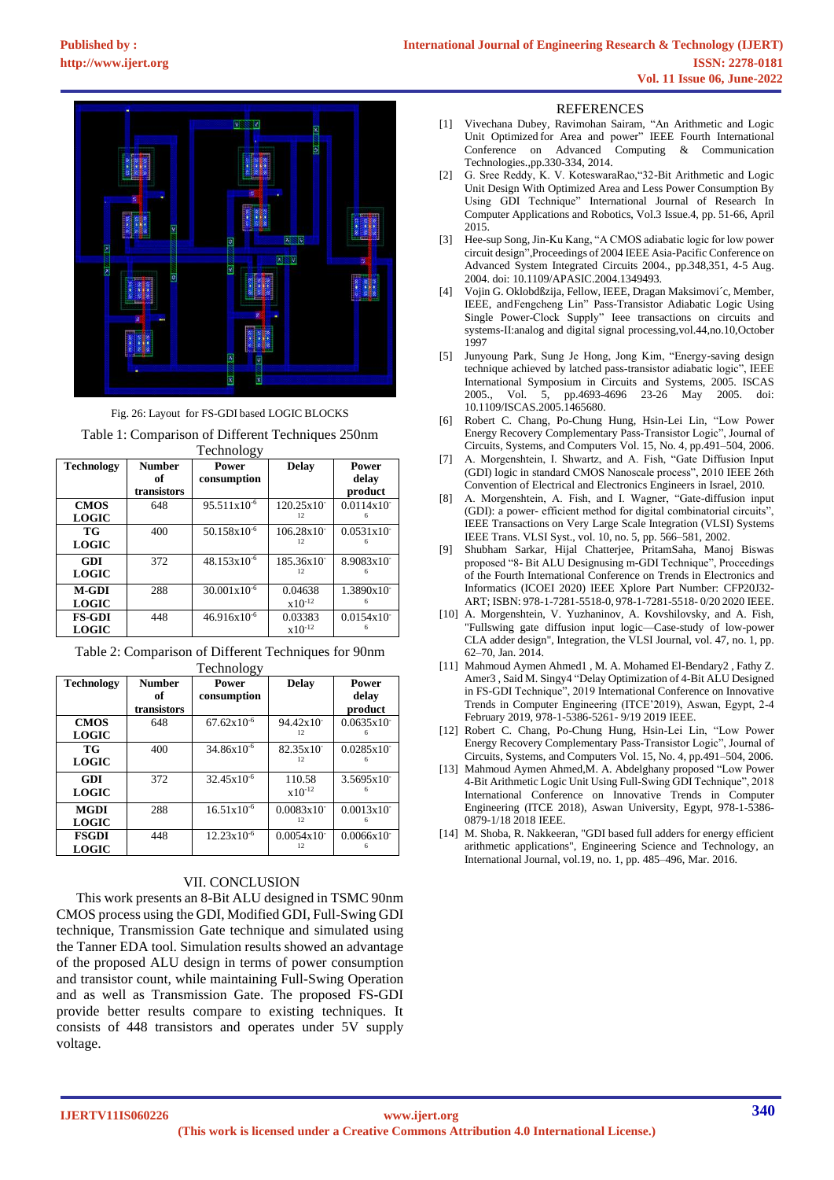Fig. 26: Layout for FS-GDI based LOGIC BLOCKS

Table 1: Comparison of Different Techniques 250nm Technology

| Technology | Number of transistors | Power consumption | Delay | Power delay product |
|---|---|---|---|---|
| CMOS LOGIC | 648 | $95.511\times10^{-6}$ | $120.25\times10^{-12}$ | $0.0114\times10^{-6}$ |
| TG LOGIC | 400 | $50.158\times10^{-6}$ | $106.28\times10^{-12}$ | $0.0531\times10^{-6}$ |
| GDI LOGIC | 372 | $48.153\times10^{-6}$ | $185.36\times10^{-12}$ | $8.9083\times10^{-6}$ |
| M-GDI LOGIC | 288 | $30.001\times10^{-6}$ | $0.04638\times10^{-12}$ | $1.3890\times10^{-6}$ |
| FS-GDI LOGIC | 448 | $46.916\times10^{-6}$ | $0.03383\times10^{-12}$ | $0.0154\times10^{-6}$ |

Table 2: Comparison of Different Techniques for 90nm Technology

| Technology | Number of transistors | Power consumption | Delay | Power delay product |
|---|---|---|---|---|
| CMOS LOGIC | 648 | $67.62\times10^{-6}$ | $94.42\times10^{-12}$ | $0.0635\times10^{-6}$ |
| TG LOGIC | 400 | $34.86\times10^{-6}$ | $82.35\times10^{-12}$ | $0.0285\times10^{-6}$ |
| GDI LOGIC | 372 | $32.45\times10^{-6}$ | $110.58\times10^{-12}$ | $3.5695\times10^{-6}$ |
| MGDI LOGIC | 288 | $16.51\times10^{-6}$ | $0.0083\times10^{-12}$ | $0.0013\times10^{-6}$ |
| FSGDI LOGIC | 448 | $12.23\times10^{-6}$ | $0.0054\times10^{-12}$ | $0.0066\times10^{-6}$ |

## VII. CONCLUSION

This work presents an 8-Bit ALU designed in TSMC 90nm CMOS process using the GDI, Modified GDI, Full-Swing GDI technique, Transmission Gate technique and simulated using the Tanner EDA tool. Simulation results showed an advantage of the proposed ALU design in terms of power consumption and transistor count, while maintaining Full-Swing Operation and as well as Transmission Gate. The proposed FS-GDI provide better results compare to existing techniques. It consists of 448 transistors and operates under 5V supply voltage.

## REFERENCES

[1] Vivechana Dubey, Ravimohan Sairam, "An Arithmetic and Logic Unit Optimized for Area and power" IEEE Fourth International Conference on Advanced Computing & Communication Technologies.,pp.330-334, 2014.

[2] G. Sree Reddy, K. V. KoteswaraRao,"32-Bit Arithmetic and Logic Unit Design With Optimized Area and Less Power Consumption By Using GDI Technique" International Journal of Research In Computer Applications and Robotics, Vol.3 Issue.4, pp. 51-66, April 2015.

[3] Hee-sup Song, Jin-Ku Kang, "A CMOS adiabatic logic for low power circuit design",Proceedings of 2004 IEEE Asia-Pacific Conference on Advanced System Integrated Circuits 2004., pp.348,351, 4-5 Aug. 2004. doi: 10.1109/APASIC.2004.1349493.

[4] Vojin G. Oklobdßzija, Fellow, IEEE, Dragan Maksimovi´c, Member, IEEE, andFengcheng Lin" Pass-Transistor Adiabatic Logic Using Single Power-Clock Supply" Ieee transactions on circuits and systems-II:analog and digital signal processing,vol.44,no.10,October 1997

[5] Junyoung Park, Sung Je Hong, Jong Kim, "Energy-saving design technique achieved by latched pass-transistor adiabatic logic", IEEE International Symposium in Circuits and Systems, 2005. ISCAS 2005., Vol. 5, pp.4693-4696 23-26 May 2005. doi: 10.1109/ISCAS.2005.1465680.

[6] Robert C. Chang, Po-Chung Hung, Hsin-Lei Lin, "Low Power Energy Recovery Complementary Pass-Transistor Logic", Journal of Circuits, Systems, and Computers Vol. 15, No. 4, pp.491–504, 2006.

[7] A. Morgenshtein, I. Shwartz, and A. Fish, "Gate Diffusion Input (GDI) logic in standard CMOS Nanoscale process", 2010 IEEE 26th Convention of Electrical and Electronics Engineers in Israel, 2010.

[8] A. Morgenshtein, A. Fish, and I. Wagner, "Gate-diffusion input (GDI): a power- efficient method for digital combinatorial circuits", IEEE Transactions on Very Large Scale Integration (VLSI) Systems IEEE Trans. VLSI Syst., vol. 10, no. 5, pp. 566–581, 2002.

[9] Shubham Sarkar, Hijal Chatterjee, PritamSaha, Manoj Biswas proposed "8- Bit ALU Designusing m-GDI Technique", Proceedings of the Fourth International Conference on Trends in Electronics and Informatics (ICOEI 2020) IEEE Xplore Part Number: CFP20J32-ART; ISBN: 978-1-7281-5518-0, 978-1-7281-5518- 0/20 2020 IEEE.

[10] A. Morgenshtein, V. Yuzhaninov, A. Kovshilovsky, and A. Fish, "Fullswing gate diffusion input logic—Case-study of low-power CLA adder design", Integration, the VLSI Journal, vol. 47, no. 1, pp. 62–70, Jan. 2014.

[11] Mahmoud Aymen Ahmed1 , M. A. Mohamed El-Bendary2 , Fathy Z. Amer3 , Said M. Singy4 "Delay Optimization of 4-Bit ALU Designed in FS-GDI Technique", 2019 International Conference on Innovative Trends in Computer Engineering (ITCE'2019), Aswan, Egypt, 2-4 February 2019, 978-1-5386-5261- 9/19 2019 IEEE.

[12] Robert C. Chang, Po-Chung Hung, Hsin-Lei Lin, "Low Power Energy Recovery Complementary Pass-Transistor Logic", Journal of Circuits, Systems, and Computers Vol. 15, No. 4, pp.491–504, 2006.

[13] Mahmoud Aymen Ahmed,M. A. Abdelghany proposed "Low Power 4-Bit Arithmetic Logic Unit Using Full-Swing GDI Technique", 2018 International Conference on Innovative Trends in Computer Engineering (ITCE 2018), Aswan University, Egypt, 978-1-5386-0879-1/18 2018 IEEE.

[14] M. Shoba, R. Nakkeeran, "GDI based full adders for energy efficient arithmetic applications", Engineering Science and Technology, an International Journal, vol.19, no. 1, pp. 485–496, Mar. 2016.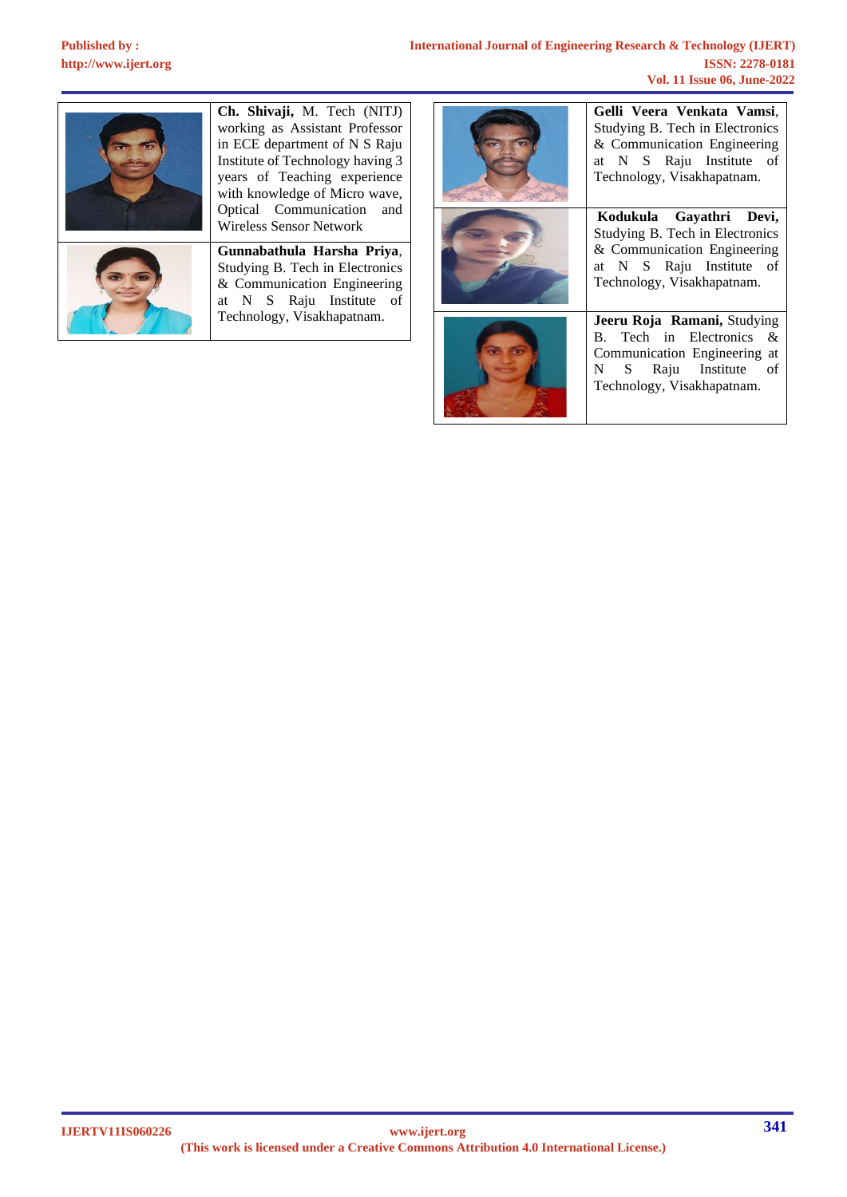**Ch. Shivaji,** M. Tech (NITJ) working as Assistant Professor in ECE department of N S Raju Institute of Technology having 3 years of Teaching experience with knowledge of Micro wave, Optical Communication and Wireless Sensor Network

**Gunnabathula Harsha Priya**, Studying B. Tech in Electronics & Communication Engineering at N S Raju Institute of Technology, Visakhapatnam.

**Gelli Veera Venkata Vamsi**, Studying B. Tech in Electronics & Communication Engineering at N S Raju Institute of Technology, Visakhapatnam.

**Kodukula Gayathri Devi,** Studying B. Tech in Electronics & Communication Engineering at N S Raju Institute of Technology, Visakhapatnam.

**Jeeru Roja Ramani,** Studying B. Tech in Electronics & Communication Engineering at N S Raju Institute of Technology, Visakhapatnam.